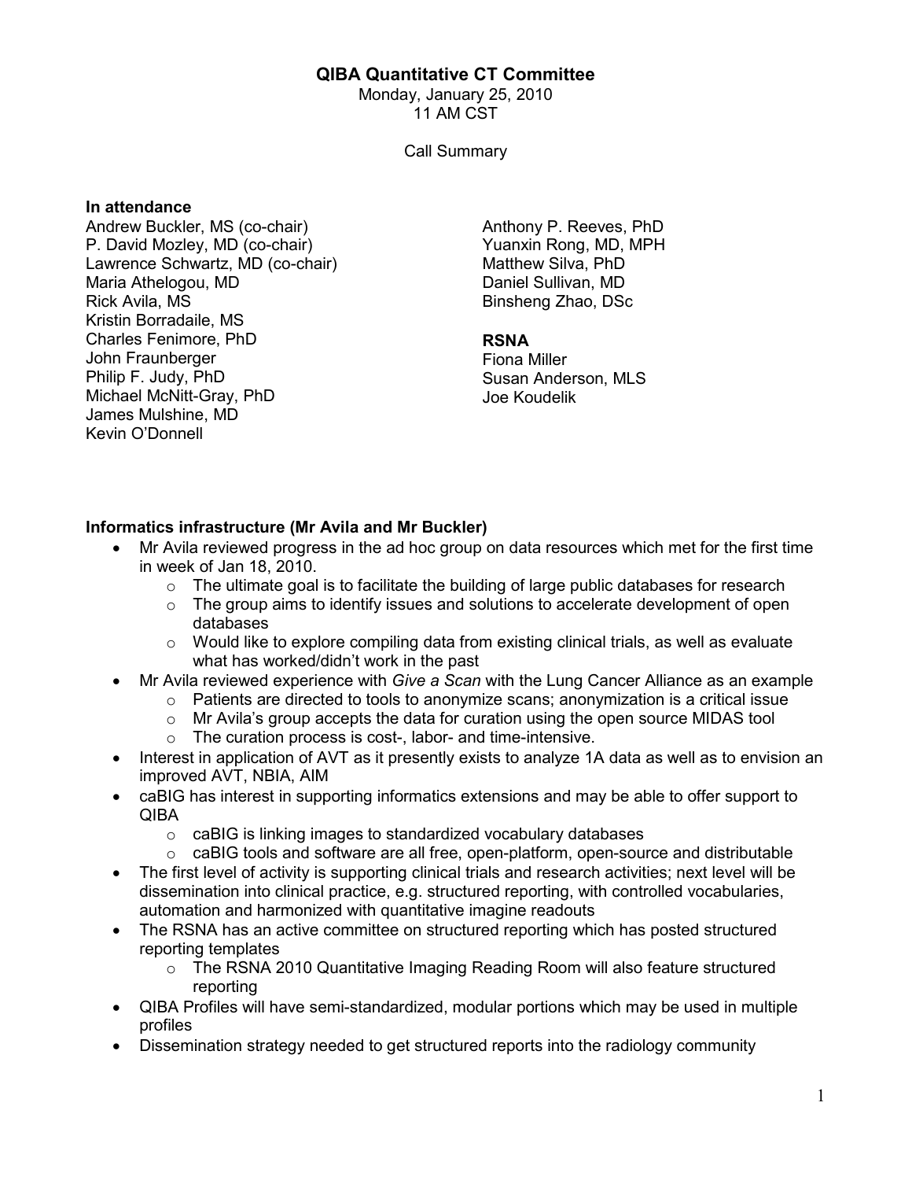# QIBA Quantitative CT Committee

Monday, January 25, 2010
11 AM CST

Call Summary

**In attendance**

Andrew Buckler, MS (co-chair)
P. David Mozley, MD (co-chair)
Lawrence Schwartz, MD (co-chair)
Maria Athelogou, MD
Rick Avila, MS
Kristin Borradaile, MS
Charles Fenimore, PhD
John Fraunberger
Philip F. Judy, PhD
Michael McNitt-Gray, PhD
James Mulshine, MD
Kevin O'Donnell
Anthony P. Reeves, PhD
Yuanxin Rong, MD, MPH
Matthew Silva, PhD
Daniel Sullivan, MD
Binsheng Zhao, DSc

**RSNA**

Fiona Miller
Susan Anderson, MLS
Joe Koudelik

**Informatics infrastructure (Mr Avila and Mr Buckler)**

- Mr Avila reviewed progress in the ad hoc group on data resources which met for the first time in week of Jan 18, 2010.
  - The ultimate goal is to facilitate the building of large public databases for research
  - The group aims to identify issues and solutions to accelerate development of open databases
  - Would like to explore compiling data from existing clinical trials, as well as evaluate what has worked/didn't work in the past
- Mr Avila reviewed experience with *Give a Scan* with the Lung Cancer Alliance as an example
  - Patients are directed to tools to anonymize scans; anonymization is a critical issue
  - Mr Avila's group accepts the data for curation using the open source MIDAS tool
  - The curation process is cost-, labor- and time-intensive.
- Interest in application of AVT as it presently exists to analyze 1A data as well as to envision an improved AVT, NBIA, AIM
- caBIG has interest in supporting informatics extensions and may be able to offer support to QIBA
  - caBIG is linking images to standardized vocabulary databases
  - caBIG tools and software are all free, open-platform, open-source and distributable
- The first level of activity is supporting clinical trials and research activities; next level will be dissemination into clinical practice, e.g. structured reporting, with controlled vocabularies, automation and harmonized with quantitative imagine readouts
- The RSNA has an active committee on structured reporting which has posted structured reporting templates
  - The RSNA 2010 Quantitative Imaging Reading Room will also feature structured reporting
- QIBA Profiles will have semi-standardized, modular portions which may be used in multiple profiles
- Dissemination strategy needed to get structured reports into the radiology community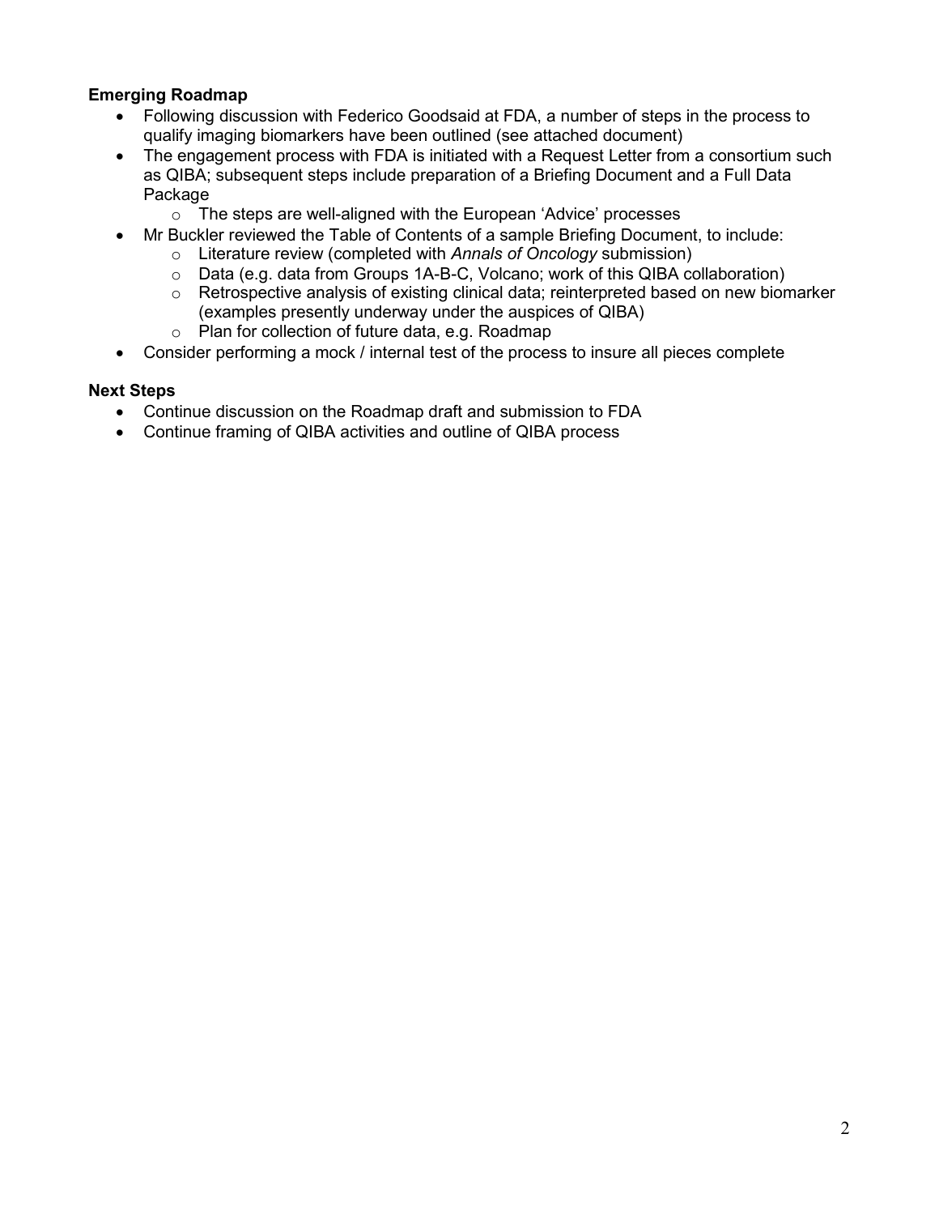**Emerging Roadmap**

- Following discussion with Federico Goodsaid at FDA, a number of steps in the process to qualify imaging biomarkers have been outlined (see attached document)
- The engagement process with FDA is initiated with a Request Letter from a consortium such as QIBA; subsequent steps include preparation of a Briefing Document and a Full Data Package
  - The steps are well-aligned with the European 'Advice' processes
- Mr Buckler reviewed the Table of Contents of a sample Briefing Document, to include:
  - Literature review (completed with *Annals of Oncology* submission)
  - Data (e.g. data from Groups 1A-B-C, Volcano; work of this QIBA collaboration)
  - Retrospective analysis of existing clinical data; reinterpreted based on new biomarker (examples presently underway under the auspices of QIBA)
  - Plan for collection of future data, e.g. Roadmap
- Consider performing a mock / internal test of the process to insure all pieces complete

**Next Steps**

- Continue discussion on the Roadmap draft and submission to FDA
- Continue framing of QIBA activities and outline of QIBA process